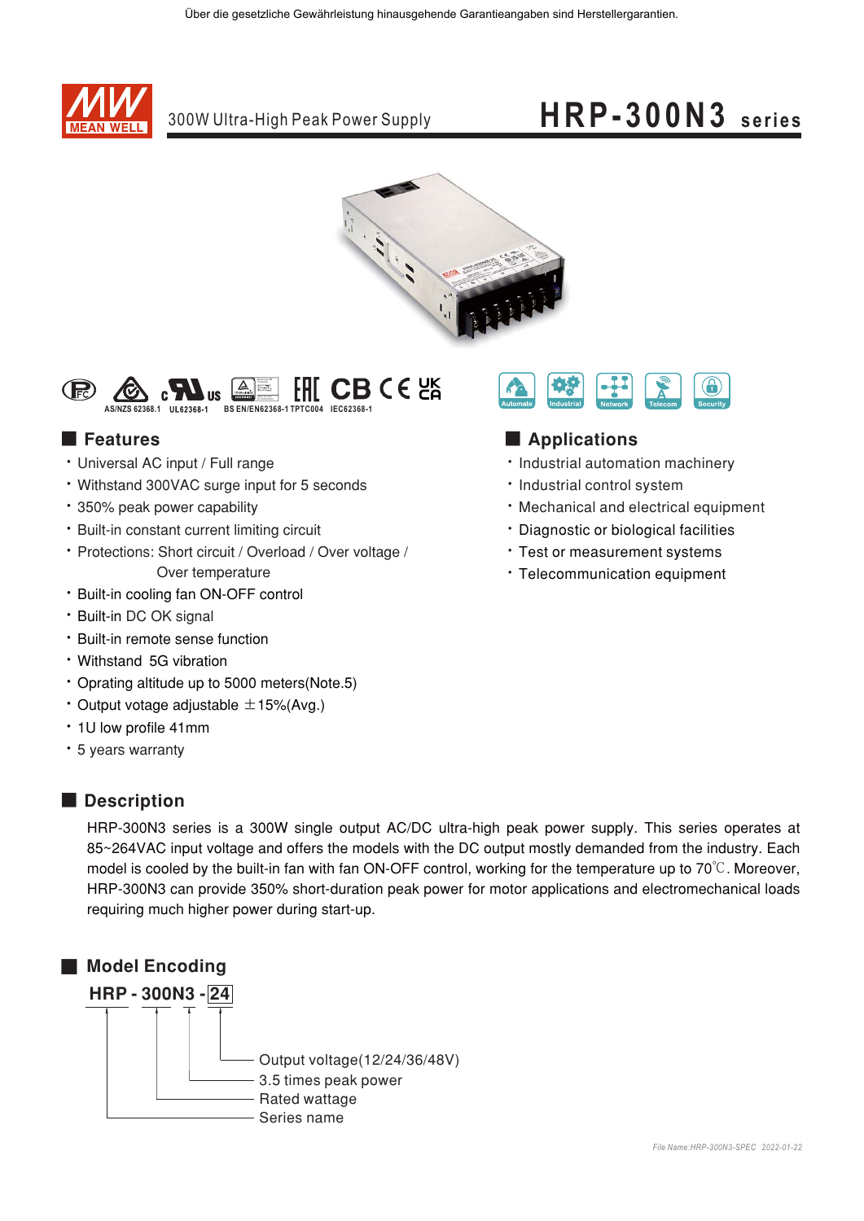Über die gesetzliche Gewährleistung hinausgehende Garantieangaben sind Herstellergarantien.

# 300W Ultra-High Peak Power Supply — HRP-300N3 series

AS/NZS 62368.1 UL62368-1 BS EN/EN62368-1 TPTC004 IEC62368-1

Automate | Industrial | Network | Telecom | Security

## Features

- Universal AC input / Full range
- Withstand 300VAC surge input for 5 seconds
- 350% peak power capability
- Built-in constant current limiting circuit
- Protections: Short circuit / Overload / Over voltage / Over temperature
- Built-in cooling fan ON-OFF control
- Built-in DC OK signal
- Built-in remote sense function
- Withstand 5G vibration
- Oprating altitude up to 5000 meters(Note.5)
- Output votage adjustable ±15%(Avg.)
- 1U low profile 41mm
- 5 years warranty

## Applications

- Industrial automation machinery
- Industrial control system
- Mechanical and electrical equipment
- Diagnostic or biological facilities
- Test or measurement systems
- Telecommunication equipment

## Description

HRP-300N3 series is a 300W single output AC/DC ultra-high peak power supply. This series operates at 85~264VAC input voltage and offers the models with the DC output mostly demanded from the industry. Each model is cooled by the built-in fan with fan ON-OFF control, working for the temperature up to 70℃. Moreover, HRP-300N3 can provide 350% short-duration peak power for motor applications and electromechanical loads requiring much higher power during start-up.

## Model Encoding

**HRP - 300N3 - 24**

- 24: Output voltage(12/24/36/48V)
- N3: 3.5 times peak power
- 300: Rated wattage
- HRP: Series name

*File Name:HRP-300N3-SPEC 2022-01-22*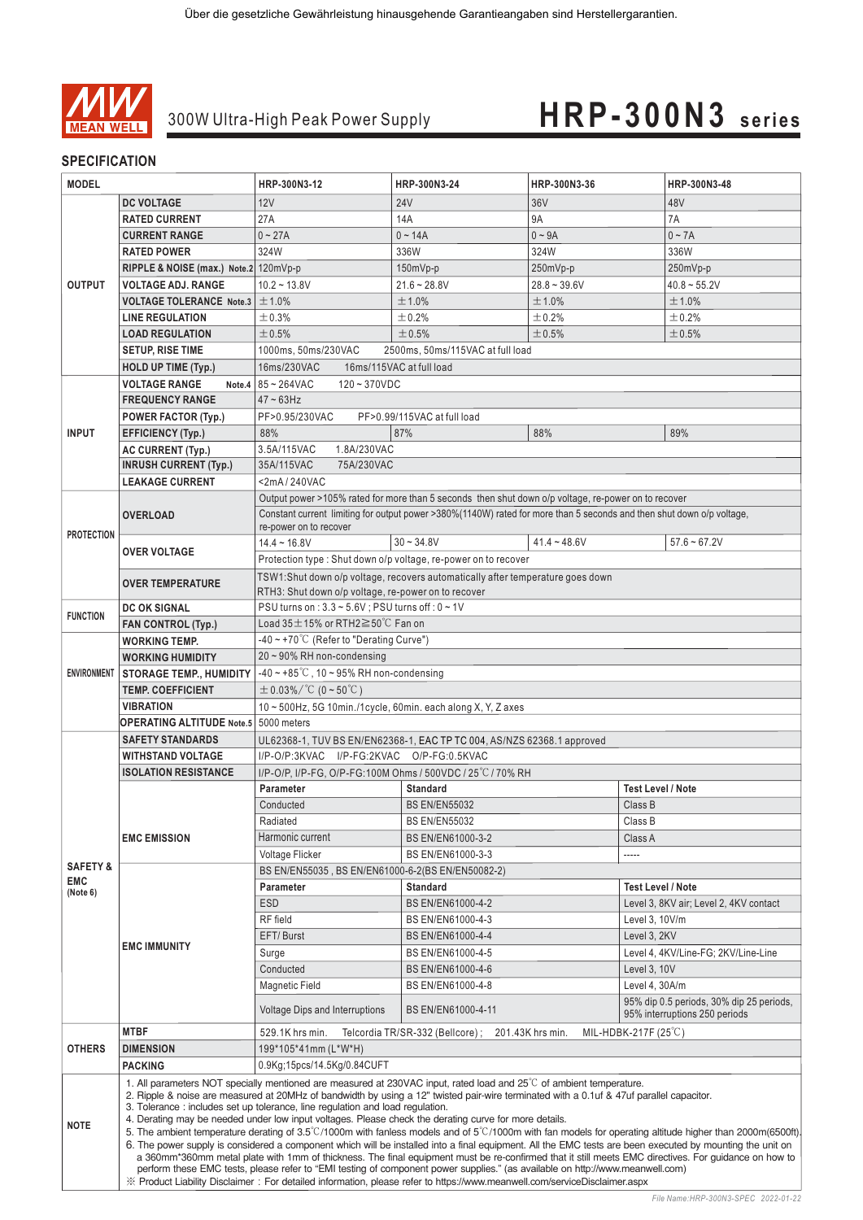Über die gesetzliche Gewährleistung hinausgehende Garantieangaben sind Herstellergarantien.

MEAN WELL

300W Ultra-High Peak Power Supply

# HRP-300N3 series

## SPECIFICATION

| MODEL | | HRP-300N3-12 | HRP-300N3-24 | HRP-300N3-36 | HRP-300N3-48 |
|---|---|---|---|---|---|
| OUTPUT | DC VOLTAGE | 12V | 24V | 36V | 48V |
| | RATED CURRENT | 27A | 14A | 9A | 7A |
| | CURRENT RANGE | 0 ~ 27A | 0 ~ 14A | 0 ~ 9A | 0 ~ 7A |
| | RATED POWER | 324W | 336W | 324W | 336W |
| | RIPPLE & NOISE (max.) Note.2 | 120mVp-p | 150mVp-p | 250mVp-p | 250mVp-p |
| | VOLTAGE ADJ. RANGE | 10.2 ~ 13.8V | 21.6 ~ 28.8V | 28.8 ~ 39.6V | 40.8 ~ 55.2V |
| | VOLTAGE TOLERANCE Note.3 | ±1.0% | ±1.0% | ±1.0% | ±1.0% |
| | LINE REGULATION | ±0.3% | ±0.2% | ±0.2% | ±0.2% |
| | LOAD REGULATION | ±0.5% | ±0.5% | ±0.5% | ±0.5% |
| | SETUP, RISE TIME | 1000ms, 50ms/230VAC 2500ms, 50ms/115VAC at full load | | | |
| | HOLD UP TIME (Typ.) | 16ms/230VAC 16ms/115VAC at full load | | | |
| INPUT | VOLTAGE RANGE Note.4 | 85 ~ 264VAC 120 ~ 370VDC | | | |
| | FREQUENCY RANGE | 47 ~ 63Hz | | | |
| | POWER FACTOR (Typ.) | PF>0.95/230VAC PF>0.99/115VAC at full load | | | |
| | EFFICIENCY (Typ.) | 88% | 87% | 88% | 89% |
| | AC CURRENT (Typ.) | 3.5A/115VAC 1.8A/230VAC | | | |
| | INRUSH CURRENT (Typ.) | 35A/115VAC 75A/230VAC | | | |
| | LEAKAGE CURRENT | <2mA / 240VAC | | | |
| PROTECTION | OVERLOAD | Output power >105% rated for more than 5 seconds then shut down o/p voltage, re-power on to recover<br>Constant current limiting for output power >380%(1140W) rated for more than 5 seconds and then shut down o/p voltage, re-power on to recover | | | |
| | OVER VOLTAGE | 14.4 ~ 16.8V | 30 ~ 34.8V | 41.4 ~ 48.6V | 57.6 ~ 67.2V |
| | | Protection type : Shut down o/p voltage, re-power on to recover | | | |
| | OVER TEMPERATURE | TSW1:Shut down o/p voltage, recovers automatically after temperature goes down<br>RTH3: Shut down o/p voltage, re-power on to recover | | | |
| FUNCTION | DC OK SIGNAL | PSU turns on : 3.3 ~ 5.6V ; PSU turns off : 0 ~ 1V | | | |
| | FAN CONTROL (Typ.) | Load 35±15% or RTH2≧50℃ Fan on | | | |
| ENVIRONMENT | WORKING TEMP. | -40 ~ +70℃ (Refer to "Derating Curve") | | | |
| | WORKING HUMIDITY | 20 ~ 90% RH non-condensing | | | |
| | STORAGE TEMP., HUMIDITY | -40 ~ +85℃, 10 ~ 95% RH non-condensing | | | |
| | TEMP. COEFFICIENT | ±0.03%/℃ (0 ~ 50℃) | | | |
| | VIBRATION | 10 ~ 500Hz, 5G 10min./1cycle, 60min. each along X, Y, Z axes | | | |
| | OPERATING ALTITUDE Note.5 | 5000 meters | | | |
| SAFETY & EMC (Note 6) | SAFETY STANDARDS | UL62368-1, TUV BS EN/EN62368-1, EAC TP TC 004, AS/NZS 62368.1 approved | | | |
| | WITHSTAND VOLTAGE | I/P-O/P:3KVAC I/P-FG:2KVAC O/P-FG:0.5KVAC | | | |
| | ISOLATION RESISTANCE | I/P-O/P, I/P-FG, O/P-FG:100M Ohms / 500VDC / 25℃/ 70% RH | | | |
| | EMC EMISSION | **Parameter** | **Standard** | | **Test Level / Note** |
| | | Conducted | BS EN/EN55032 | | Class B |
| | | Radiated | BS EN/EN55032 | | Class B |
| | | Harmonic current | BS EN/EN61000-3-2 | | Class A |
| | | Voltage Flicker | BS EN/EN61000-3-3 | | ----- |
| | EMC IMMUNITY | BS EN/EN55035 , BS EN/EN61000-6-2(BS EN/EN50082-2) | | | |
| | | **Parameter** | **Standard** | | **Test Level / Note** |
| | | ESD | BS EN/EN61000-4-2 | | Level 3, 8KV air; Level 2, 4KV contact |
| | | RF field | BS EN/EN61000-4-3 | | Level 3, 10V/m |
| | | EFT/ Burst | BS EN/EN61000-4-4 | | Level 3, 2KV |
| | | Surge | BS EN/EN61000-4-5 | | Level 4, 4KV/Line-FG; 2KV/Line-Line |
| | | Conducted | BS EN/EN61000-4-6 | | Level 3, 10V |
| | | Magnetic Field | BS EN/EN61000-4-8 | | Level 4, 30A/m |
| | | Voltage Dips and Interruptions | BS EN/EN61000-4-11 | | 95% dip 0.5 periods, 30% dip 25 periods, 95% interruptions 250 periods |
| OTHERS | MTBF | 529.1K hrs min. Telcordia TR/SR-332 (Bellcore) ; 201.43K hrs min. MIL-HDBK-217F (25℃) | | | |
| | DIMENSION | 199*105*41mm (L*W*H) | | | |
| | PACKING | 0.9Kg;15pcs/14.5Kg/0.84CUFT | | | |

**NOTE**

1. All parameters NOT specially mentioned are measured at 230VAC input, rated load and 25℃ of ambient temperature.
2. Ripple & noise are measured at 20MHz of bandwidth by using a 12" twisted pair-wire terminated with a 0.1uf & 47uf parallel capacitor.
3. Tolerance : includes set up tolerance, line regulation and load regulation.
4. Derating may be needed under low input voltages. Please check the derating curve for more details.
5. The ambient temperature derating of 3.5℃/1000m with fanless models and of 5℃/1000m with fan models for operating altitude higher than 2000m(6500ft).
6. The power supply is considered a component which will be installed into a final equipment. All the EMC tests are been executed by mounting the unit on a 360mm*360mm metal plate with 1mm of thickness. The final equipment must be re-confirmed that it still meets EMC directives. For guidance on how to perform these EMC tests, please refer to "EMI testing of component power supplies." (as available on http://www.meanwell.com)

※ Product Liability Disclaimer : For detailed information, please refer to https://www.meanwell.com/serviceDisclaimer.aspx

File Name:HRP-300N3-SPEC 2022-01-22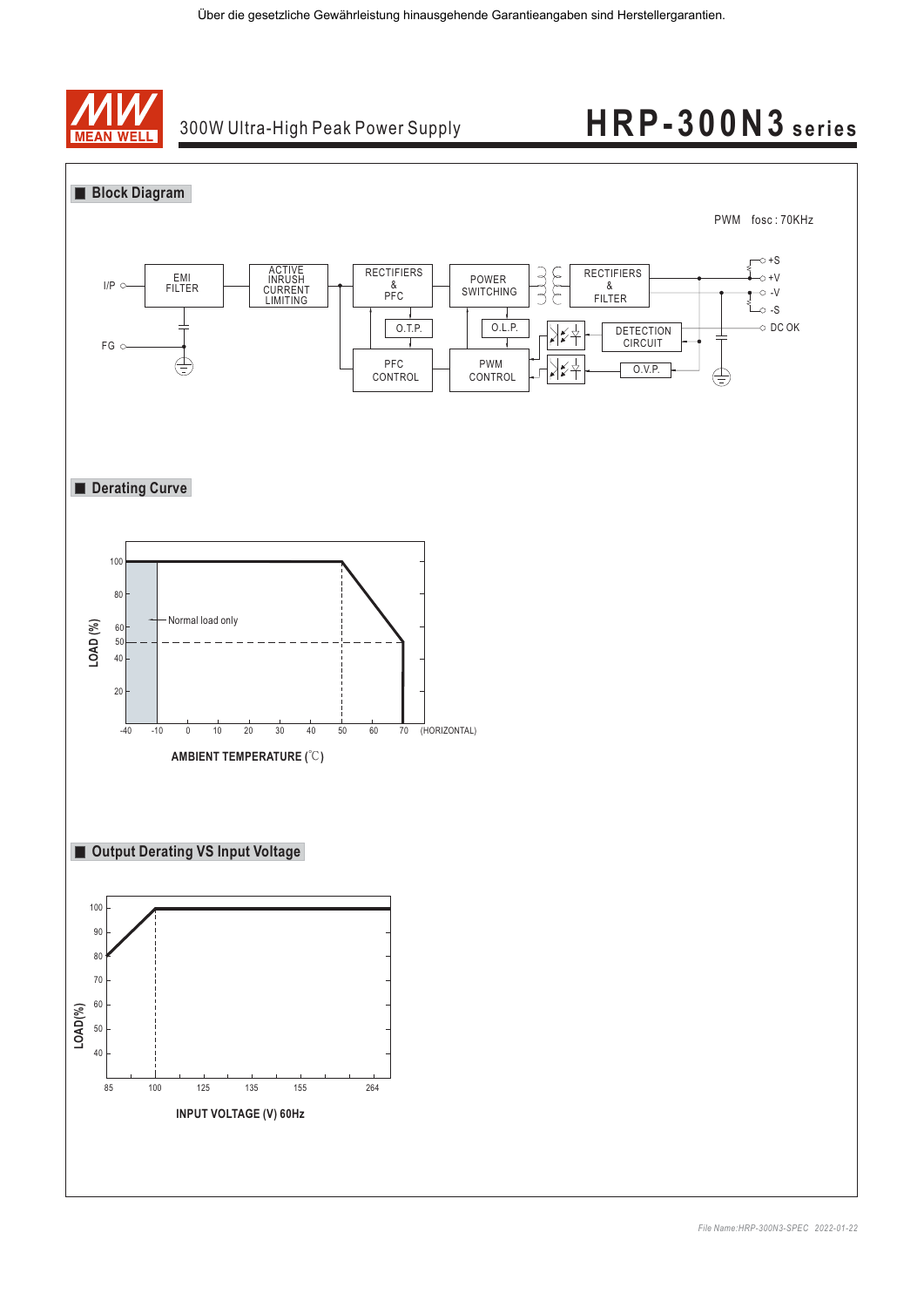Über die gesetzliche Gewährleistung hinausgehende Garantieangaben sind Herstellergarantien.

# 300W Ultra-High Peak Power Supply  HRP-300N3 series

## Block Diagram

PWM fosc : 70KHz

I/P
FG
EMI FILTER
ACTIVE INRUSH CURRENT LIMITING
RECTIFIERS & PFC
POWER SWITCHING
RECTIFIERS & FILTER
O.T.P.
O.L.P.
PFC CONTROL
PWM CONTROL
DETECTION CIRCUIT
O.V.P.
+S
+V
-V
-S
DC OK

## Derating Curve

LOAD (%)

100, 80, 60, 50, 40, 20

Normal load only

-40, -10, 0, 10, 20, 30, 40, 50, 60, 70 (HORIZONTAL)

AMBIENT TEMPERATURE (℃)

## Output Derating VS Input Voltage

LOAD(%)

100, 90, 80, 70, 60, 50, 40

85, 100, 125, 135, 155, 264

INPUT VOLTAGE (V) 60Hz

*File Name:HRP-300N3-SPEC 2022-01-22*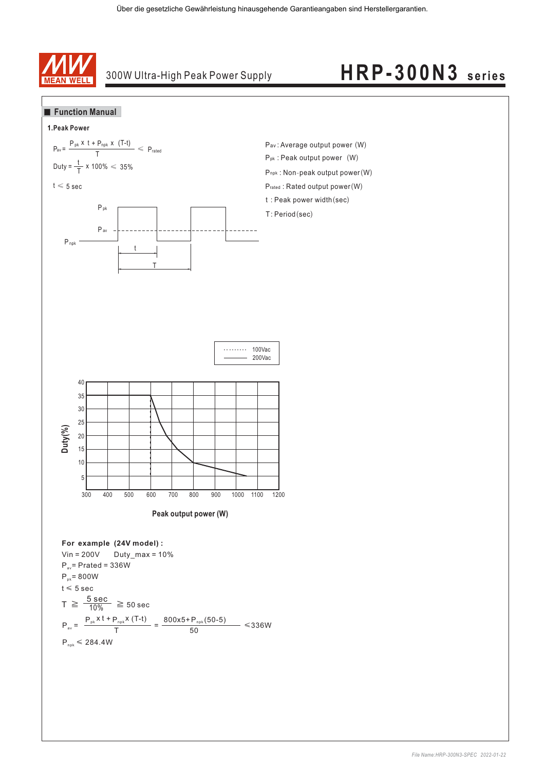Über die gesetzliche Gewährleistung hinausgehende Garantieangaben sind Herstellergarantien.

300W Ultra-High Peak Power Supply

# HRP-300N3 series

## ■ Function Manual

### 1.Peak Power

$$P_{av} = \frac{P_{pk} \times t + P_{npk} \times (T-t)}{T} \leqslant P_{rated}$$

$$Duty = \frac{t}{T} \times 100\% \leqslant 35\%$$

$t \leqslant 5$ sec

$P_{av}$ : Average output power (W)

$P_{pk}$ : Peak output power (W)

$P_{npk}$ : Non-peak output power(W)

$P_{rated}$ : Rated output power(W)

t : Peak power width(sec)

T: Period(sec)

Duty(%) vs. Peak output power (W) — 100Vac / 200Vac

**For example (24V model) :**

Vin = 200V  Duty_max = 10%

$P_{av}$ = Prated = 336W

$P_{pk}$ = 800W

$t \leqslant 5$ sec

$$T \geqq \frac{5\ sec}{10\%} \geqq 50\ sec$$

$$P_{av} = \frac{P_{pk} \times t + P_{npk} \times (T-t)}{T} = \frac{800 \times 5 + P_{npk}(50-5)}{50} \leqslant 336W$$

$P_{npk} \leqslant 284.4W$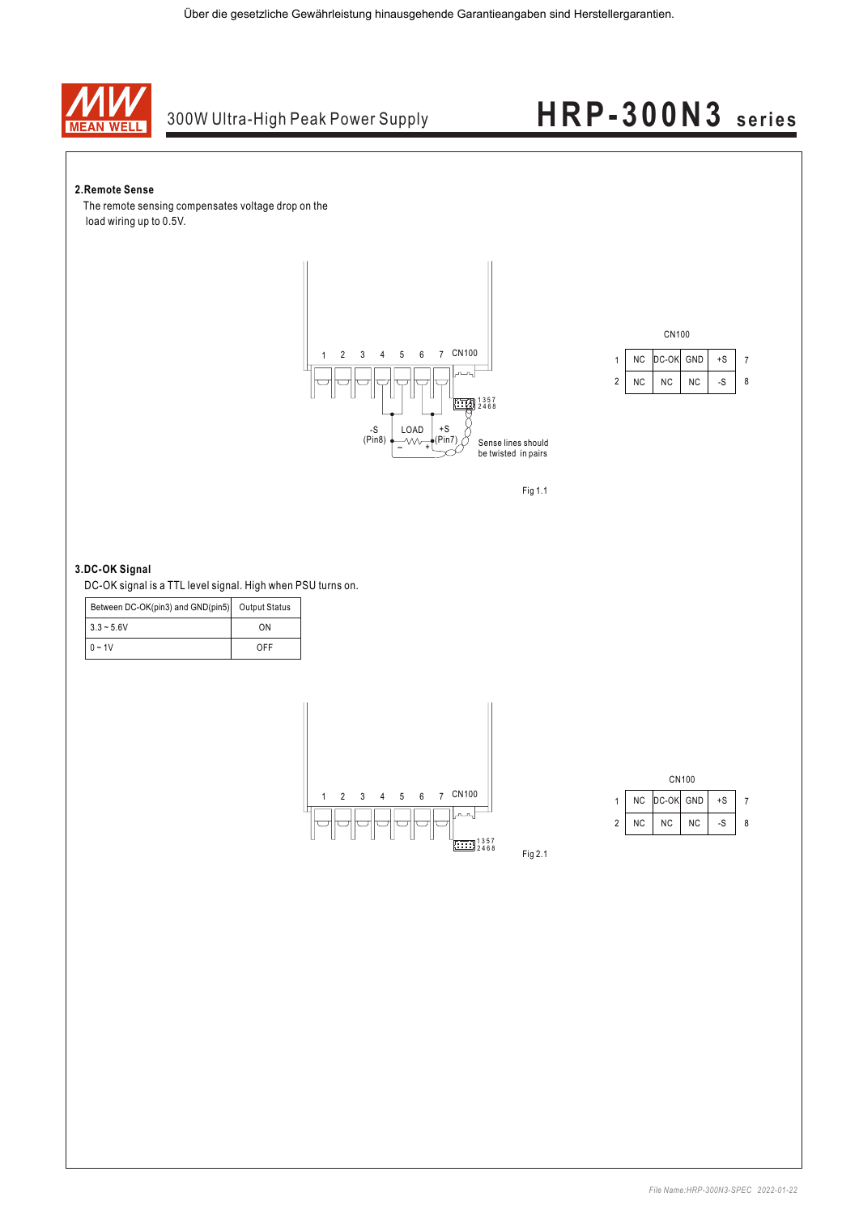## 2.Remote Sense

The remote sensing compensates voltage drop on the load wiring up to 0.5V.

| | CN100 | | | | |
|---|---|---|---|---|---|
| 1 | NC | DC-OK | GND | +S | 7 |
| 2 | NC | NC | NC | -S | 8 |

Sense lines should be twisted in pairs

Fig 1.1

## 3.DC-OK Signal

DC-OK signal is a TTL level signal. High when PSU turns on.

| Between DC-OK(pin3) and GND(pin5) | Output Status |
|---|---|
| 3.3 ~ 5.6V | ON |
| 0 ~ 1V | OFF |

| | CN100 | | | | |
|---|---|---|---|---|---|
| 1 | NC | DC-OK | GND | +S | 7 |
| 2 | NC | NC | NC | -S | 8 |

Fig 2.1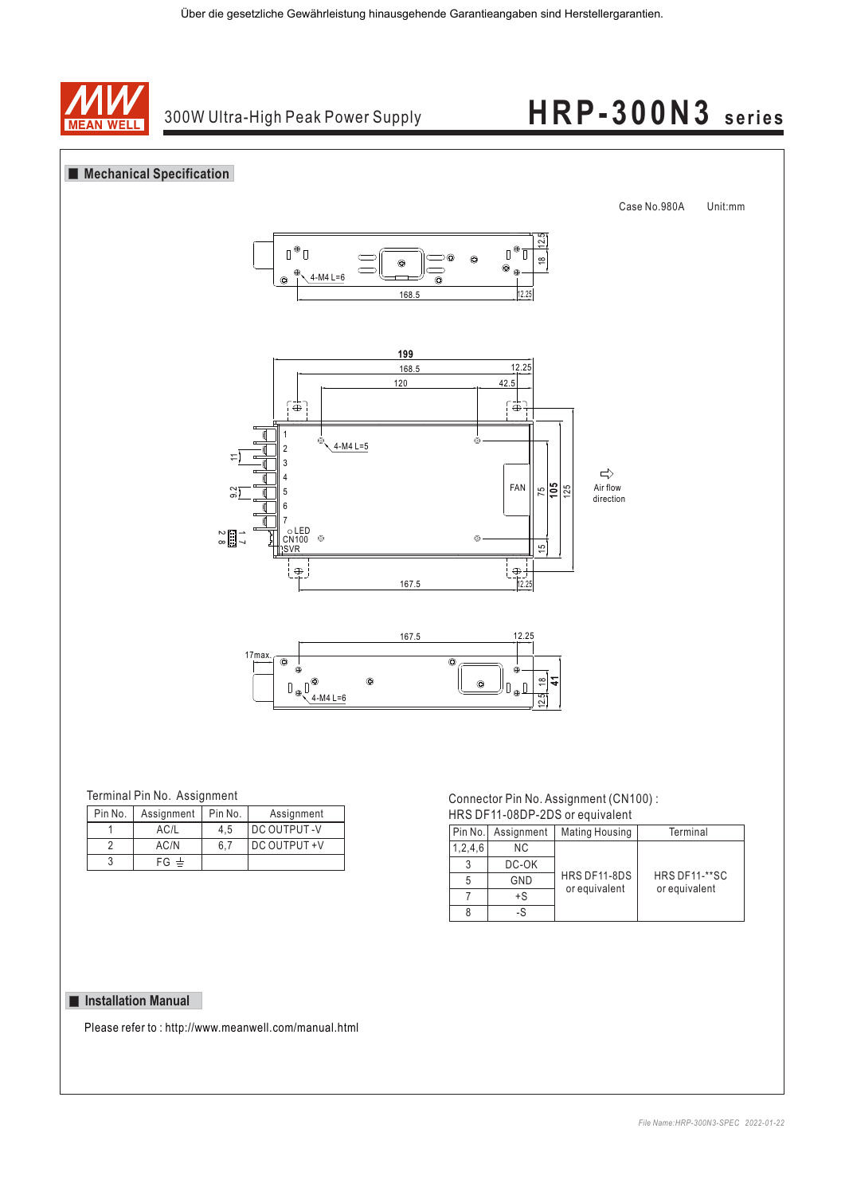Über die gesetzliche Gewährleistung hinausgehende Garantieangaben sind Herstellergarantien.

300W Ultra-High Peak Power Supply

# HRP-300N3 series

## Mechanical Specification

Case No.980A Unit:mm

4-M4 L=6

168.5

12.5

18

12.25

199

168.5

12.25

120

42.5

4-M4 L=5

FAN

75

105

125

15

11

9.2

LED

CN100

SVR

167.5

12.25

Air flow direction

167.5

12.25

17max.

4-M4 L=6

18

41

12.5

Terminal Pin No. Assignment

| Pin No. | Assignment | Pin No. | Assignment |
|---|---|---|---|
| 1 | AC/L | 4,5 | DC OUTPUT -V |
| 2 | AC/N | 6,7 | DC OUTPUT +V |
| 3 | FG ⏚ | | |

Connector Pin No. Assignment (CN100) :
HRS DF11-08DP-2DS or equivalent

| Pin No. | Assignment | Mating Housing | Terminal |
|---|---|---|---|
| 1,2,4,6 | NC | | |
| 3 | DC-OK | HRS DF11-8DS or equivalent | HRS DF11-**SC or equivalent |
| 5 | GND | | |
| 7 | +S | | |
| 8 | -S | | |

## Installation Manual

Please refer to : http://www.meanwell.com/manual.html

*File Name:HRP-300N3-SPEC 2022-01-22*